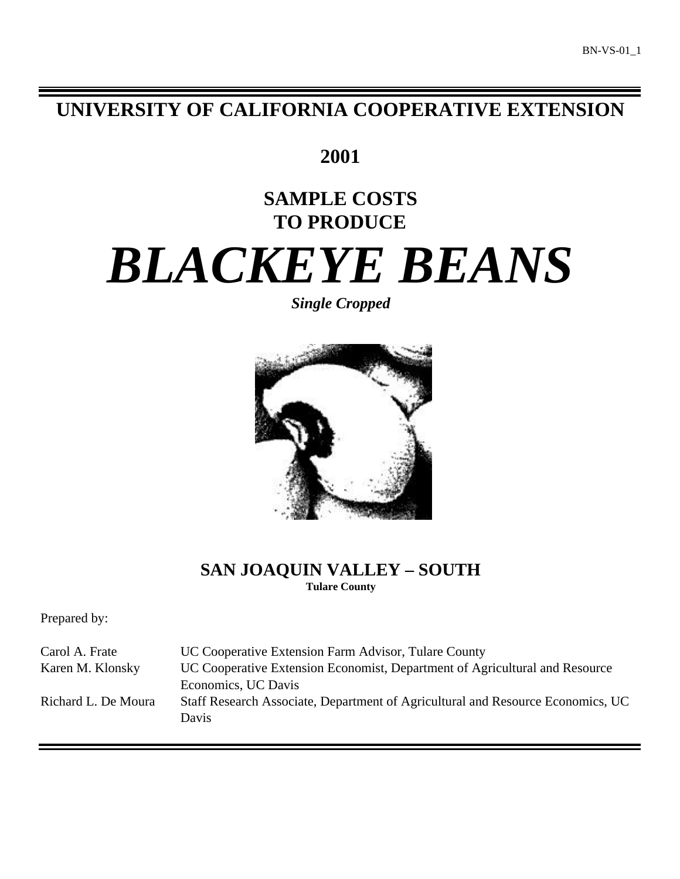BN-VS-01_1

# UNIVERSITY OF CALIFORNIA COOPERATIVE EXTENSION

## 2001

## SAMPLE COSTS TO PRODUCE

# *BLACKEYE BEANS*

***Single Cropped***

## SAN JOAQUIN VALLEY – SOUTH

**Tulare County**

Prepared by:

| | |
|---|---|
| Carol A. Frate | UC Cooperative Extension Farm Advisor, Tulare County |
| Karen M. Klonsky | UC Cooperative Extension Economist, Department of Agricultural and Resource Economics, UC Davis |
| Richard L. De Moura | Staff Research Associate, Department of Agricultural and Resource Economics, UC Davis |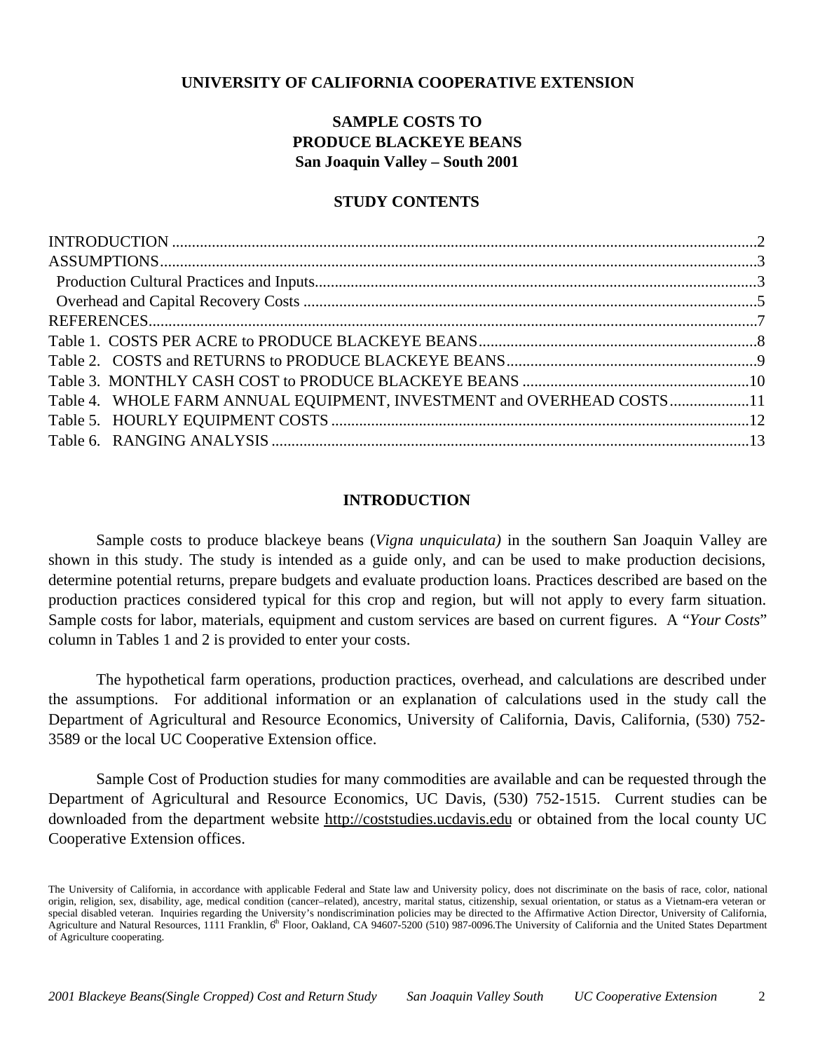**UNIVERSITY OF CALIFORNIA COOPERATIVE EXTENSION**

# SAMPLE COSTS TO PRODUCE BLACKEYE BEANS
## San Joaquin Valley – South 2001

## STUDY CONTENTS

INTRODUCTION .......... 2
ASSUMPTIONS.......... 3
  Production Cultural Practices and Inputs.......... 3
  Overhead and Capital Recovery Costs .......... 5
REFERENCES.......... 7
Table 1. COSTS PER ACRE to PRODUCE BLACKEYE BEANS.......... 8
Table 2. COSTS and RETURNS to PRODUCE BLACKEYE BEANS.......... 9
Table 3. MONTHLY CASH COST to PRODUCE BLACKEYE BEANS .......... 10
Table 4. WHOLE FARM ANNUAL EQUIPMENT, INVESTMENT and OVERHEAD COSTS.......... 11
Table 5. HOURLY EQUIPMENT COSTS .......... 12
Table 6. RANGING ANALYSIS .......... 13

## INTRODUCTION

Sample costs to produce blackeye beans (*Vigna unquiculata)* in the southern San Joaquin Valley are shown in this study. The study is intended as a guide only, and can be used to make production decisions, determine potential returns, prepare budgets and evaluate production loans. Practices described are based on the production practices considered typical for this crop and region, but will not apply to every farm situation. Sample costs for labor, materials, equipment and custom services are based on current figures. A "*Your Costs*" column in Tables 1 and 2 is provided to enter your costs.

The hypothetical farm operations, production practices, overhead, and calculations are described under the assumptions. For additional information or an explanation of calculations used in the study call the Department of Agricultural and Resource Economics, University of California, Davis, California, (530) 752-3589 or the local UC Cooperative Extension office.

Sample Cost of Production studies for many commodities are available and can be requested through the Department of Agricultural and Resource Economics, UC Davis, (530) 752-1515. Current studies can be downloaded from the department website http://coststudies.ucdavis.edu or obtained from the local county UC Cooperative Extension offices.

The University of California, in accordance with applicable Federal and State law and University policy, does not discriminate on the basis of race, color, national origin, religion, sex, disability, age, medical condition (cancer–related), ancestry, marital status, citizenship, sexual orientation, or status as a Vietnam-era veteran or special disabled veteran. Inquiries regarding the University's nondiscrimination policies may be directed to the Affirmative Action Director, University of California, Agriculture and Natural Resources, 1111 Franklin, 6th Floor, Oakland, CA 94607-5200 (510) 987-0096.The University of California and the United States Department of Agriculture cooperating.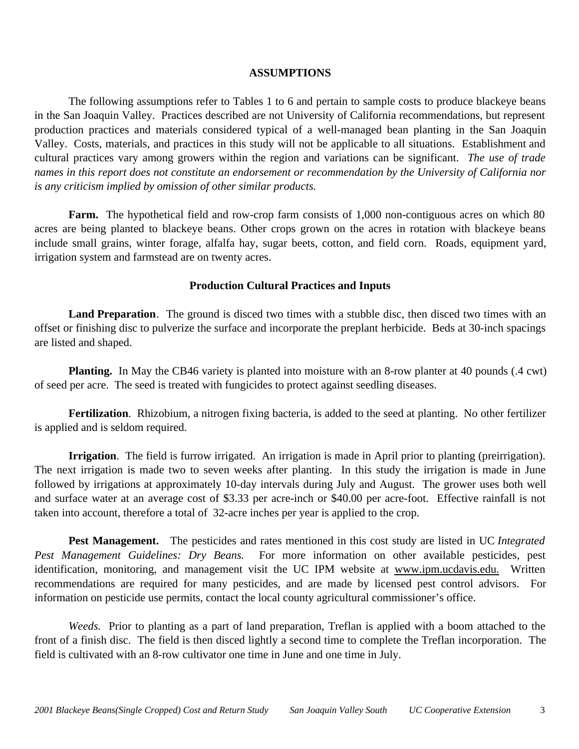## ASSUMPTIONS

The following assumptions refer to Tables 1 to 6 and pertain to sample costs to produce blackeye beans in the San Joaquin Valley. Practices described are not University of California recommendations, but represent production practices and materials considered typical of a well-managed bean planting in the San Joaquin Valley. Costs, materials, and practices in this study will not be applicable to all situations. Establishment and cultural practices vary among growers within the region and variations can be significant. *The use of trade names in this report does not constitute an endorsement or recommendation by the University of California nor is any criticism implied by omission of other similar products.*

**Farm.** The hypothetical field and row-crop farm consists of 1,000 non-contiguous acres on which 80 acres are being planted to blackeye beans. Other crops grown on the acres in rotation with blackeye beans include small grains, winter forage, alfalfa hay, sugar beets, cotton, and field corn. Roads, equipment yard, irrigation system and farmstead are on twenty acres.

### Production Cultural Practices and Inputs

**Land Preparation**. The ground is disced two times with a stubble disc, then disced two times with an offset or finishing disc to pulverize the surface and incorporate the preplant herbicide. Beds at 30-inch spacings are listed and shaped.

**Planting.** In May the CB46 variety is planted into moisture with an 8-row planter at 40 pounds (.4 cwt) of seed per acre. The seed is treated with fungicides to protect against seedling diseases.

**Fertilization**. Rhizobium, a nitrogen fixing bacteria, is added to the seed at planting. No other fertilizer is applied and is seldom required.

**Irrigation**. The field is furrow irrigated. An irrigation is made in April prior to planting (preirrigation). The next irrigation is made two to seven weeks after planting. In this study the irrigation is made in June followed by irrigations at approximately 10-day intervals during July and August. The grower uses both well and surface water at an average cost of $3.33 per acre-inch or $40.00 per acre-foot. Effective rainfall is not taken into account, therefore a total of 32-acre inches per year is applied to the crop.

**Pest Management.** The pesticides and rates mentioned in this cost study are listed in UC *Integrated Pest Management Guidelines: Dry Beans.* For more information on other available pesticides, pest identification, monitoring, and management visit the UC IPM website at www.ipm.ucdavis.edu. Written recommendations are required for many pesticides, and are made by licensed pest control advisors. For information on pesticide use permits, contact the local county agricultural commissioner's office.

*Weeds.* Prior to planting as a part of land preparation, Treflan is applied with a boom attached to the front of a finish disc. The field is then disced lightly a second time to complete the Treflan incorporation. The field is cultivated with an 8-row cultivator one time in June and one time in July.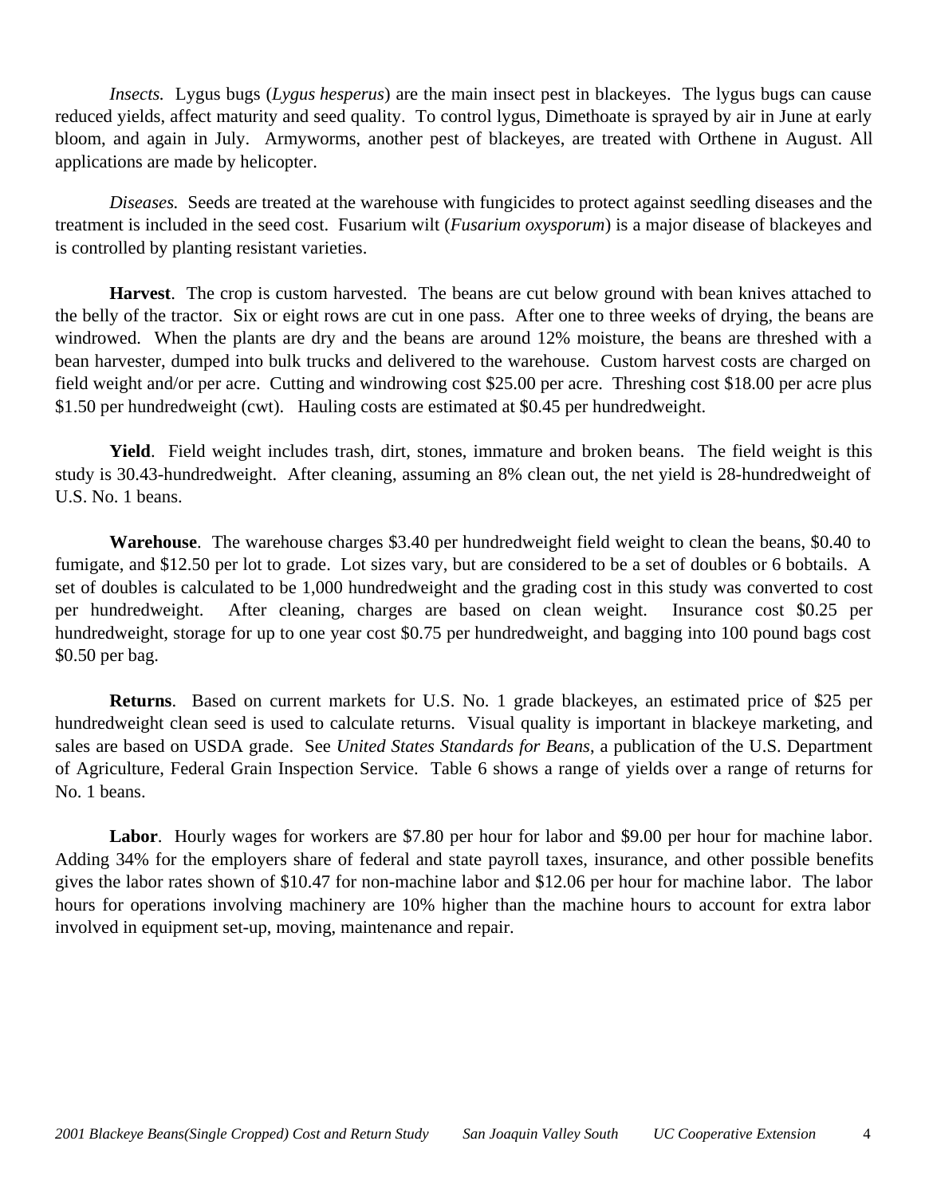*Insects.* Lygus bugs (*Lygus hesperus*) are the main insect pest in blackeyes. The lygus bugs can cause reduced yields, affect maturity and seed quality. To control lygus, Dimethoate is sprayed by air in June at early bloom, and again in July. Armyworms, another pest of blackeyes, are treated with Orthene in August. All applications are made by helicopter.

*Diseases.* Seeds are treated at the warehouse with fungicides to protect against seedling diseases and the treatment is included in the seed cost. Fusarium wilt (*Fusarium oxysporum*) is a major disease of blackeyes and is controlled by planting resistant varieties.

**Harvest**. The crop is custom harvested. The beans are cut below ground with bean knives attached to the belly of the tractor. Six or eight rows are cut in one pass. After one to three weeks of drying, the beans are windrowed. When the plants are dry and the beans are around 12% moisture, the beans are threshed with a bean harvester, dumped into bulk trucks and delivered to the warehouse. Custom harvest costs are charged on field weight and/or per acre. Cutting and windrowing cost $25.00 per acre. Threshing cost $18.00 per acre plus $1.50 per hundredweight (cwt). Hauling costs are estimated at $0.45 per hundredweight.

**Yield**. Field weight includes trash, dirt, stones, immature and broken beans. The field weight is this study is 30.43-hundredweight. After cleaning, assuming an 8% clean out, the net yield is 28-hundredweight of U.S. No. 1 beans.

**Warehouse**. The warehouse charges $3.40 per hundredweight field weight to clean the beans, $0.40 to fumigate, and $12.50 per lot to grade. Lot sizes vary, but are considered to be a set of doubles or 6 bobtails. A set of doubles is calculated to be 1,000 hundredweight and the grading cost in this study was converted to cost per hundredweight. After cleaning, charges are based on clean weight. Insurance cost $0.25 per hundredweight, storage for up to one year cost $0.75 per hundredweight, and bagging into 100 pound bags cost $0.50 per bag.

**Returns**. Based on current markets for U.S. No. 1 grade blackeyes, an estimated price of $25 per hundredweight clean seed is used to calculate returns. Visual quality is important in blackeye marketing, and sales are based on USDA grade. See *United States Standards for Beans,* a publication of the U.S. Department of Agriculture, Federal Grain Inspection Service. Table 6 shows a range of yields over a range of returns for No. 1 beans.

**Labor**. Hourly wages for workers are $7.80 per hour for labor and $9.00 per hour for machine labor. Adding 34% for the employers share of federal and state payroll taxes, insurance, and other possible benefits gives the labor rates shown of $10.47 for non-machine labor and $12.06 per hour for machine labor. The labor hours for operations involving machinery are 10% higher than the machine hours to account for extra labor involved in equipment set-up, moving, maintenance and repair.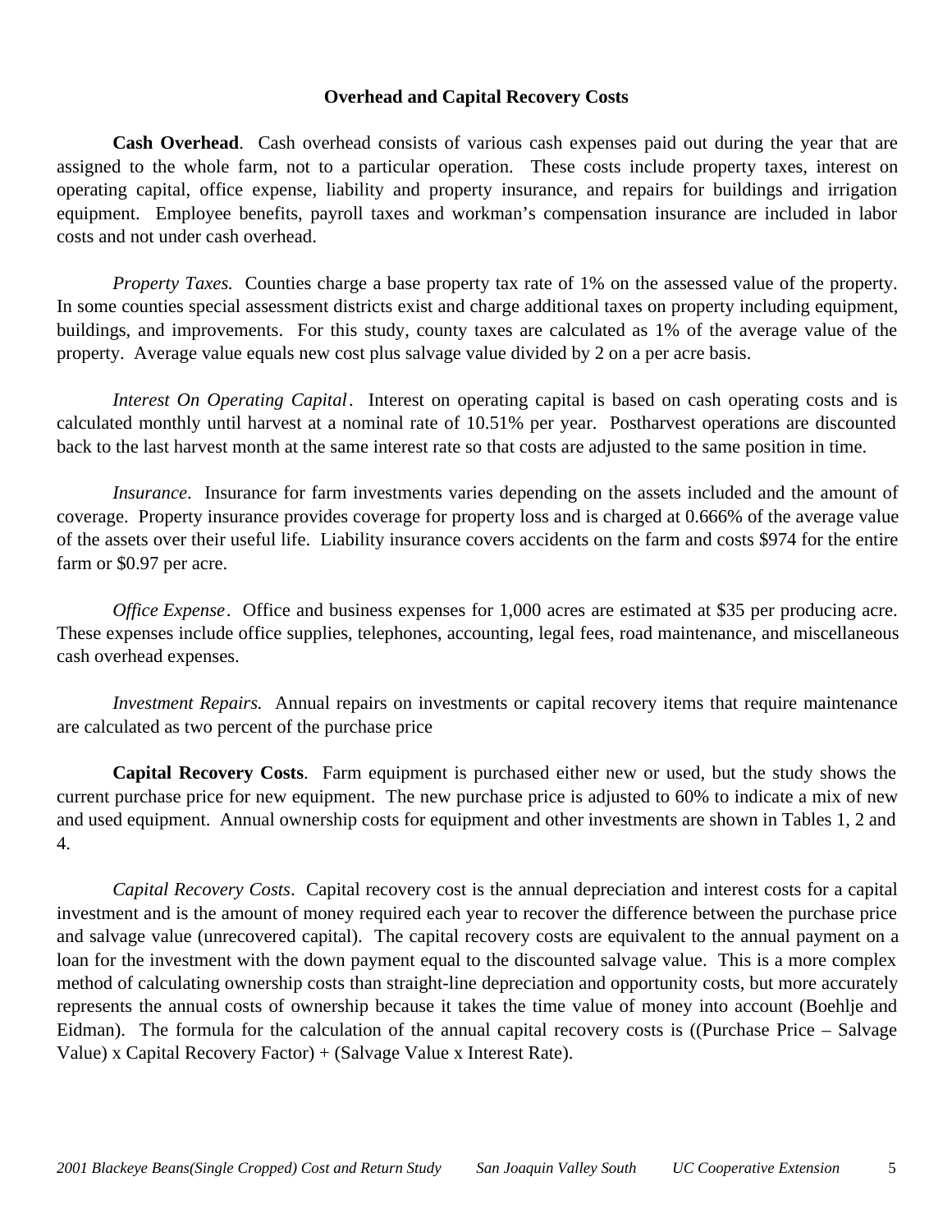## Overhead and Capital Recovery Costs

**Cash Overhead**. Cash overhead consists of various cash expenses paid out during the year that are assigned to the whole farm, not to a particular operation. These costs include property taxes, interest on operating capital, office expense, liability and property insurance, and repairs for buildings and irrigation equipment. Employee benefits, payroll taxes and workman's compensation insurance are included in labor costs and not under cash overhead.

*Property Taxes.* Counties charge a base property tax rate of 1% on the assessed value of the property. In some counties special assessment districts exist and charge additional taxes on property including equipment, buildings, and improvements. For this study, county taxes are calculated as 1% of the average value of the property. Average value equals new cost plus salvage value divided by 2 on a per acre basis.

*Interest On Operating Capital*. Interest on operating capital is based on cash operating costs and is calculated monthly until harvest at a nominal rate of 10.51% per year. Postharvest operations are discounted back to the last harvest month at the same interest rate so that costs are adjusted to the same position in time.

*Insurance*. Insurance for farm investments varies depending on the assets included and the amount of coverage. Property insurance provides coverage for property loss and is charged at 0.666% of the average value of the assets over their useful life. Liability insurance covers accidents on the farm and costs $974 for the entire farm or $0.97 per acre.

*Office Expense*. Office and business expenses for 1,000 acres are estimated at $35 per producing acre. These expenses include office supplies, telephones, accounting, legal fees, road maintenance, and miscellaneous cash overhead expenses.

*Investment Repairs.* Annual repairs on investments or capital recovery items that require maintenance are calculated as two percent of the purchase price

**Capital Recovery Costs**. Farm equipment is purchased either new or used, but the study shows the current purchase price for new equipment. The new purchase price is adjusted to 60% to indicate a mix of new and used equipment. Annual ownership costs for equipment and other investments are shown in Tables 1, 2 and 4.

*Capital Recovery Costs*. Capital recovery cost is the annual depreciation and interest costs for a capital investment and is the amount of money required each year to recover the difference between the purchase price and salvage value (unrecovered capital). The capital recovery costs are equivalent to the annual payment on a loan for the investment with the down payment equal to the discounted salvage value. This is a more complex method of calculating ownership costs than straight-line depreciation and opportunity costs, but more accurately represents the annual costs of ownership because it takes the time value of money into account (Boehlje and Eidman). The formula for the calculation of the annual capital recovery costs is ((Purchase Price – Salvage Value) x Capital Recovery Factor) + (Salvage Value x Interest Rate).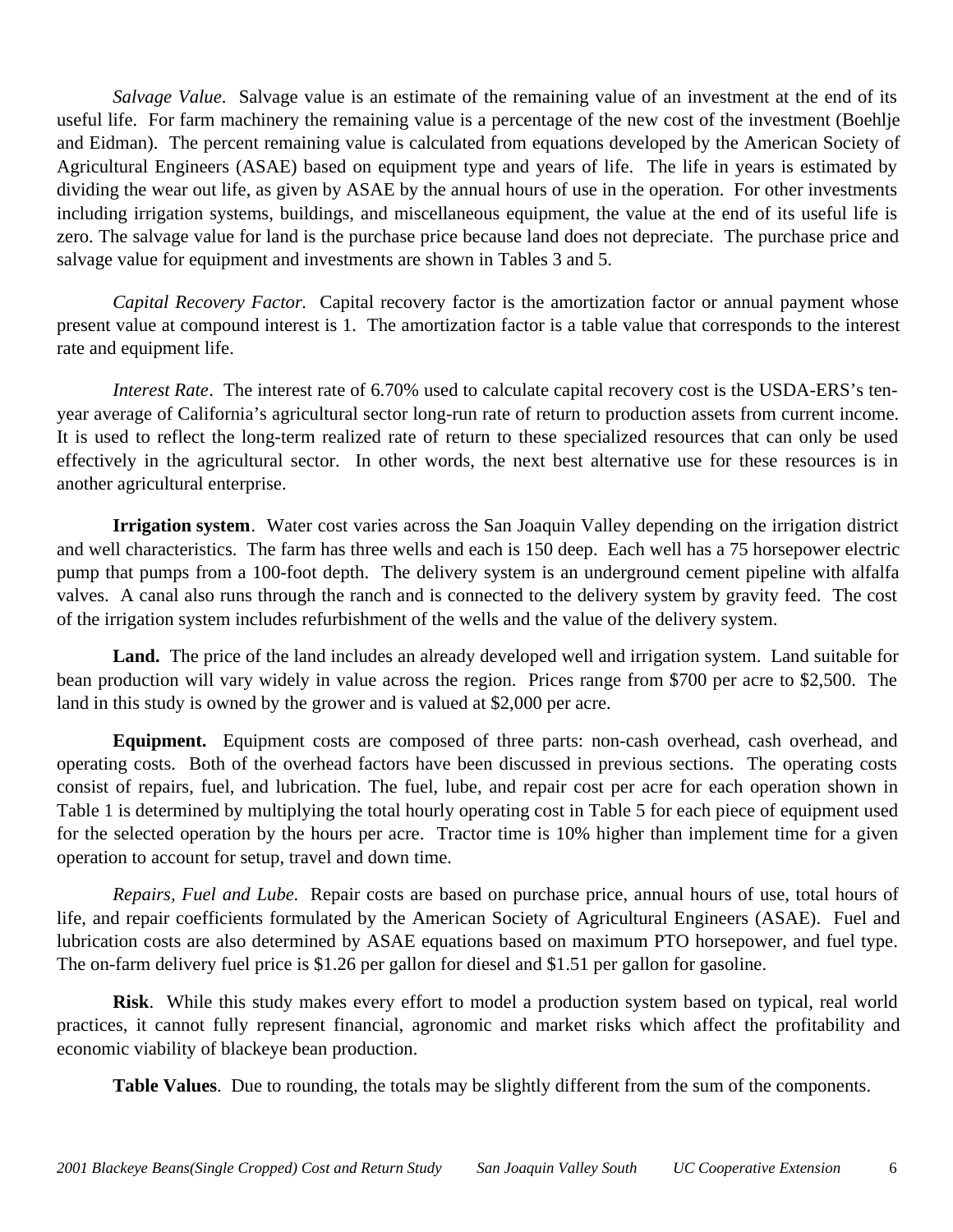*Salvage Value*. Salvage value is an estimate of the remaining value of an investment at the end of its useful life. For farm machinery the remaining value is a percentage of the new cost of the investment (Boehlje and Eidman). The percent remaining value is calculated from equations developed by the American Society of Agricultural Engineers (ASAE) based on equipment type and years of life. The life in years is estimated by dividing the wear out life, as given by ASAE by the annual hours of use in the operation. For other investments including irrigation systems, buildings, and miscellaneous equipment, the value at the end of its useful life is zero. The salvage value for land is the purchase price because land does not depreciate. The purchase price and salvage value for equipment and investments are shown in Tables 3 and 5.

*Capital Recovery Factor.* Capital recovery factor is the amortization factor or annual payment whose present value at compound interest is 1. The amortization factor is a table value that corresponds to the interest rate and equipment life.

*Interest Rate*. The interest rate of 6.70% used to calculate capital recovery cost is the USDA-ERS's ten-year average of California's agricultural sector long-run rate of return to production assets from current income. It is used to reflect the long-term realized rate of return to these specialized resources that can only be used effectively in the agricultural sector. In other words, the next best alternative use for these resources is in another agricultural enterprise.

**Irrigation system**. Water cost varies across the San Joaquin Valley depending on the irrigation district and well characteristics. The farm has three wells and each is 150 deep. Each well has a 75 horsepower electric pump that pumps from a 100-foot depth. The delivery system is an underground cement pipeline with alfalfa valves. A canal also runs through the ranch and is connected to the delivery system by gravity feed. The cost of the irrigation system includes refurbishment of the wells and the value of the delivery system.

**Land.** The price of the land includes an already developed well and irrigation system. Land suitable for bean production will vary widely in value across the region. Prices range from $700 per acre to $2,500. The land in this study is owned by the grower and is valued at $2,000 per acre.

**Equipment.** Equipment costs are composed of three parts: non-cash overhead, cash overhead, and operating costs. Both of the overhead factors have been discussed in previous sections. The operating costs consist of repairs, fuel, and lubrication. The fuel, lube, and repair cost per acre for each operation shown in Table 1 is determined by multiplying the total hourly operating cost in Table 5 for each piece of equipment used for the selected operation by the hours per acre. Tractor time is 10% higher than implement time for a given operation to account for setup, travel and down time.

*Repairs, Fuel and Lube.* Repair costs are based on purchase price, annual hours of use, total hours of life, and repair coefficients formulated by the American Society of Agricultural Engineers (ASAE). Fuel and lubrication costs are also determined by ASAE equations based on maximum PTO horsepower, and fuel type. The on-farm delivery fuel price is $1.26 per gallon for diesel and $1.51 per gallon for gasoline.

**Risk**. While this study makes every effort to model a production system based on typical, real world practices, it cannot fully represent financial, agronomic and market risks which affect the profitability and economic viability of blackeye bean production.

**Table Values**. Due to rounding, the totals may be slightly different from the sum of the components.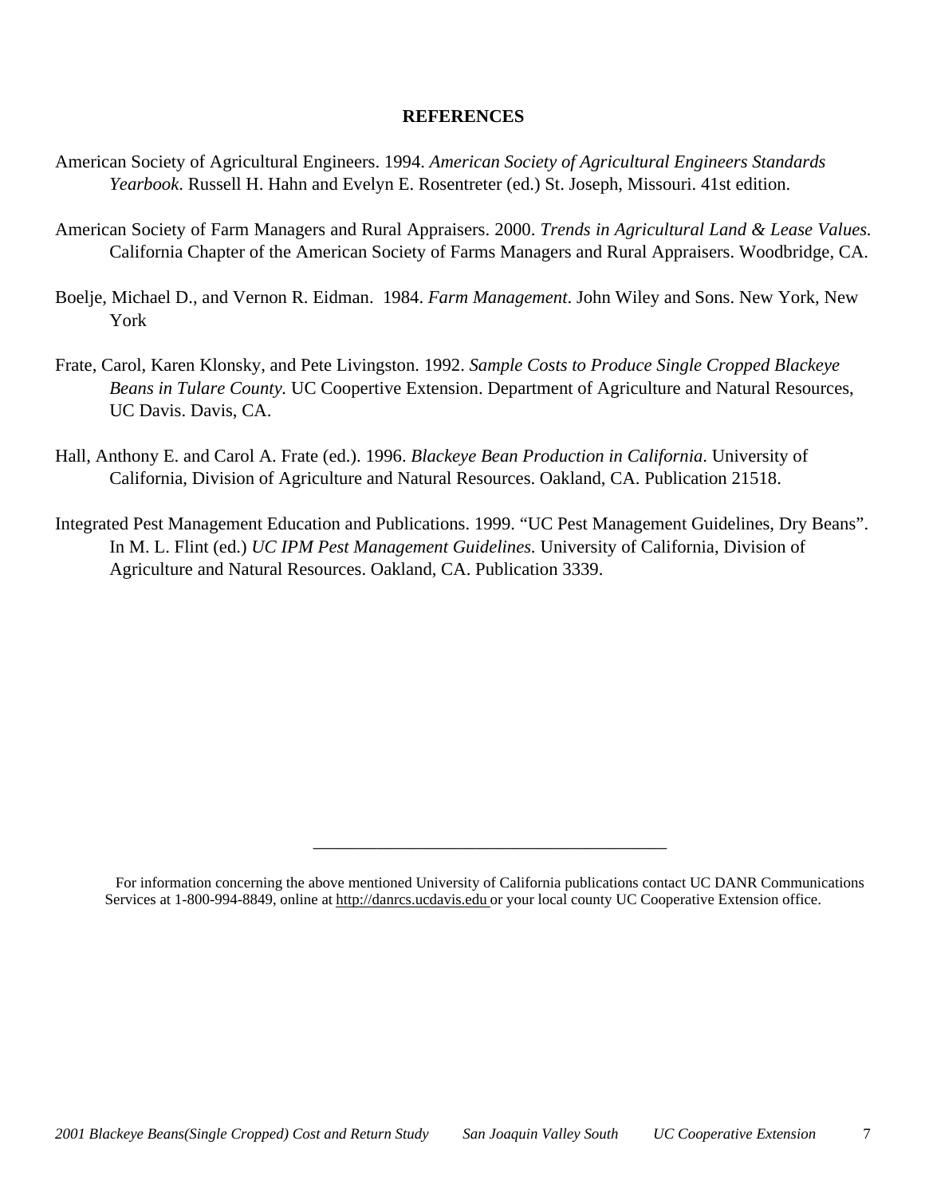## REFERENCES

American Society of Agricultural Engineers. 1994. *American Society of Agricultural Engineers Standards Yearbook*. Russell H. Hahn and Evelyn E. Rosentreter (ed.) St. Joseph, Missouri. 41st edition.

American Society of Farm Managers and Rural Appraisers. 2000. *Trends in Agricultural Land & Lease Values*. California Chapter of the American Society of Farms Managers and Rural Appraisers. Woodbridge, CA.

Boelje, Michael D., and Vernon R. Eidman. 1984. *Farm Management*. John Wiley and Sons. New York, New York

Frate, Carol, Karen Klonsky, and Pete Livingston. 1992. *Sample Costs to Produce Single Cropped Blackeye Beans in Tulare County.* UC Coopertive Extension. Department of Agriculture and Natural Resources, UC Davis. Davis, CA.

Hall, Anthony E. and Carol A. Frate (ed.). 1996. *Blackeye Bean Production in California*. University of California, Division of Agriculture and Natural Resources. Oakland, CA. Publication 21518.

Integrated Pest Management Education and Publications. 1999. "UC Pest Management Guidelines, Dry Beans". In M. L. Flint (ed.) *UC IPM Pest Management Guidelines.* University of California, Division of Agriculture and Natural Resources. Oakland, CA. Publication 3339.

---

For information concerning the above mentioned University of California publications contact UC DANR Communications Services at 1-800-994-8849, online at http://danrcs.ucdavis.edu or your local county UC Cooperative Extension office.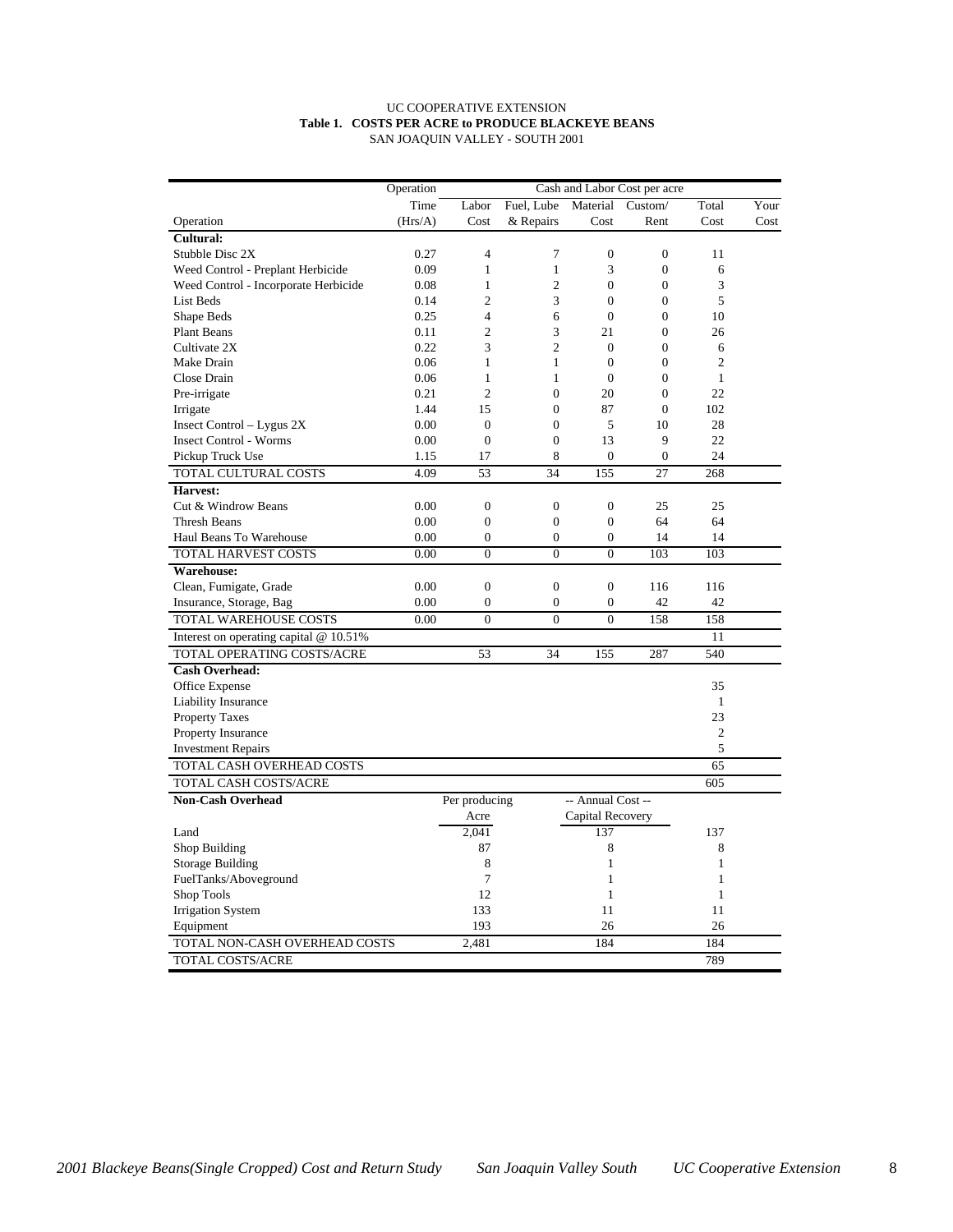UC COOPERATIVE EXTENSION

**Table 1. COSTS PER ACRE to PRODUCE BLACKEYE BEANS**

SAN JOAQUIN VALLEY - SOUTH 2001

| | Operation | Cash and Labor Cost per acre | | | | | |
|---|---|---|---|---|---|---|---|
| | Time | Labor | Fuel, Lube | Material | Custom/ | Total | Your |
| Operation | (Hrs/A) | Cost | & Repairs | Cost | Rent | Cost | Cost |
| **Cultural:** | | | | | | | |
| Stubble Disc 2X | 0.27 | 4 | 7 | 0 | 0 | 11 | |
| Weed Control - Preplant Herbicide | 0.09 | 1 | 1 | 3 | 0 | 6 | |
| Weed Control - Incorporate Herbicide | 0.08 | 1 | 2 | 0 | 0 | 3 | |
| List Beds | 0.14 | 2 | 3 | 0 | 0 | 5 | |
| Shape Beds | 0.25 | 4 | 6 | 0 | 0 | 10 | |
| Plant Beans | 0.11 | 2 | 3 | 21 | 0 | 26 | |
| Cultivate 2X | 0.22 | 3 | 2 | 0 | 0 | 6 | |
| Make Drain | 0.06 | 1 | 1 | 0 | 0 | 2 | |
| Close Drain | 0.06 | 1 | 1 | 0 | 0 | 1 | |
| Pre-irrigate | 0.21 | 2 | 0 | 20 | 0 | 22 | |
| Irrigate | 1.44 | 15 | 0 | 87 | 0 | 102 | |
| Insect Control – Lygus 2X | 0.00 | 0 | 0 | 5 | 10 | 28 | |
| Insect Control - Worms | 0.00 | 0 | 0 | 13 | 9 | 22 | |
| Pickup Truck Use | 1.15 | 17 | 8 | 0 | 0 | 24 | |
| TOTAL CULTURAL COSTS | 4.09 | 53 | 34 | 155 | 27 | 268 | |
| **Harvest:** | | | | | | | |
| Cut & Windrow Beans | 0.00 | 0 | 0 | 0 | 25 | 25 | |
| Thresh Beans | 0.00 | 0 | 0 | 0 | 64 | 64 | |
| Haul Beans To Warehouse | 0.00 | 0 | 0 | 0 | 14 | 14 | |
| TOTAL HARVEST COSTS | 0.00 | 0 | 0 | 0 | 103 | 103 | |
| **Warehouse:** | | | | | | | |
| Clean, Fumigate, Grade | 0.00 | 0 | 0 | 0 | 116 | 116 | |
| Insurance, Storage, Bag | 0.00 | 0 | 0 | 0 | 42 | 42 | |
| TOTAL WAREHOUSE COSTS | 0.00 | 0 | 0 | 0 | 158 | 158 | |
| Interest on operating capital @ 10.51% | | | | | | 11 | |
| TOTAL OPERATING COSTS/ACRE | | 53 | 34 | 155 | 287 | 540 | |
| **Cash Overhead:** | | | | | | | |
| Office Expense | | | | | | 35 | |
| Liability Insurance | | | | | | 1 | |
| Property Taxes | | | | | | 23 | |
| Property Insurance | | | | | | 2 | |
| Investment Repairs | | | | | | 5 | |
| TOTAL CASH OVERHEAD COSTS | | | | | | 65 | |
| TOTAL CASH COSTS/ACRE | | | | | | 605 | |
| **Non-Cash Overhead** | | Per producing Acre | | -- Annual Cost -- Capital Recovery | | | |
| Land | | 2,041 | | 137 | | 137 | |
| Shop Building | | 87 | | 8 | | 8 | |
| Storage Building | | 8 | | 1 | | 1 | |
| FuelTanks/Aboveground | | 7 | | 1 | | 1 | |
| Shop Tools | | 12 | | 1 | | 1 | |
| Irrigation System | | 133 | | 11 | | 11 | |
| Equipment | | 193 | | 26 | | 26 | |
| TOTAL NON-CASH OVERHEAD COSTS | | 2,481 | | 184 | | 184 | |
| TOTAL COSTS/ACRE | | | | | | 789 | |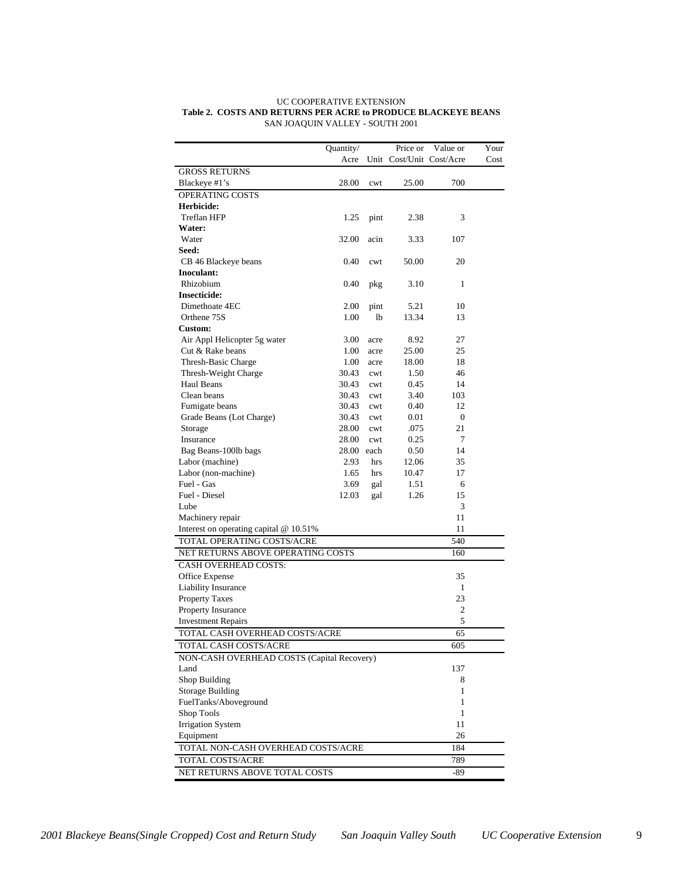UC COOPERATIVE EXTENSION

**Table 2. COSTS AND RETURNS PER ACRE to PRODUCE BLACKEYE BEANS**

SAN JOAQUIN VALLEY - SOUTH 2001

| | Quantity/ Acre | Unit | Price or Cost/Unit | Value or Cost/Acre | Your Cost |
|---|---|---|---|---|---|
| GROSS RETURNS | | | | | |
| Blackeye #1's | 28.00 | cwt | 25.00 | 700 | |
| OPERATING COSTS | | | | | |
| **Herbicide:** | | | | | |
| Treflan HFP | 1.25 | pint | 2.38 | 3 | |
| **Water:** | | | | | |
| Water | 32.00 | acin | 3.33 | 107 | |
| **Seed:** | | | | | |
| CB 46 Blackeye beans | 0.40 | cwt | 50.00 | 20 | |
| **Inoculant:** | | | | | |
| Rhizobium | 0.40 | pkg | 3.10 | 1 | |
| **Insecticide:** | | | | | |
| Dimethoate 4EC | 2.00 | pint | 5.21 | 10 | |
| Orthene 75S | 1.00 | lb | 13.34 | 13 | |
| **Custom:** | | | | | |
| Air Appl Helicopter 5g water | 3.00 | acre | 8.92 | 27 | |
| Cut & Rake beans | 1.00 | acre | 25.00 | 25 | |
| Thresh-Basic Charge | 1.00 | acre | 18.00 | 18 | |
| Thresh-Weight Charge | 30.43 | cwt | 1.50 | 46 | |
| Haul Beans | 30.43 | cwt | 0.45 | 14 | |
| Clean beans | 30.43 | cwt | 3.40 | 103 | |
| Fumigate beans | 30.43 | cwt | 0.40 | 12 | |
| Grade Beans (Lot Charge) | 30.43 | cwt | 0.01 | 0 | |
| Storage | 28.00 | cwt | .075 | 21 | |
| Insurance | 28.00 | cwt | 0.25 | 7 | |
| Bag Beans-100lb bags | 28.00 | each | 0.50 | 14 | |
| Labor (machine) | 2.93 | hrs | 12.06 | 35 | |
| Labor (non-machine) | 1.65 | hrs | 10.47 | 17 | |
| Fuel - Gas | 3.69 | gal | 1.51 | 6 | |
| Fuel - Diesel | 12.03 | gal | 1.26 | 15 | |
| Lube | | | | 3 | |
| Machinery repair | | | | 11 | |
| Interest on operating capital @ 10.51% | | | | 11 | |
| TOTAL OPERATING COSTS/ACRE | | | | 540 | |
| NET RETURNS ABOVE OPERATING COSTS | | | | 160 | |
| CASH OVERHEAD COSTS: | | | | | |
| Office Expense | | | | 35 | |
| Liability Insurance | | | | 1 | |
| Property Taxes | | | | 23 | |
| Property Insurance | | | | 2 | |
| Investment Repairs | | | | 5 | |
| TOTAL CASH OVERHEAD COSTS/ACRE | | | | 65 | |
| TOTAL CASH COSTS/ACRE | | | | 605 | |
| NON-CASH OVERHEAD COSTS (Capital Recovery) | | | | | |
| Land | | | | 137 | |
| Shop Building | | | | 8 | |
| Storage Building | | | | 1 | |
| FuelTanks/Aboveground | | | | 1 | |
| Shop Tools | | | | 1 | |
| Irrigation System | | | | 11 | |
| Equipment | | | | 26 | |
| TOTAL NON-CASH OVERHEAD COSTS/ACRE | | | | 184 | |
| TOTAL COSTS/ACRE | | | | 789 | |
| NET RETURNS ABOVE TOTAL COSTS | | | | -89 | |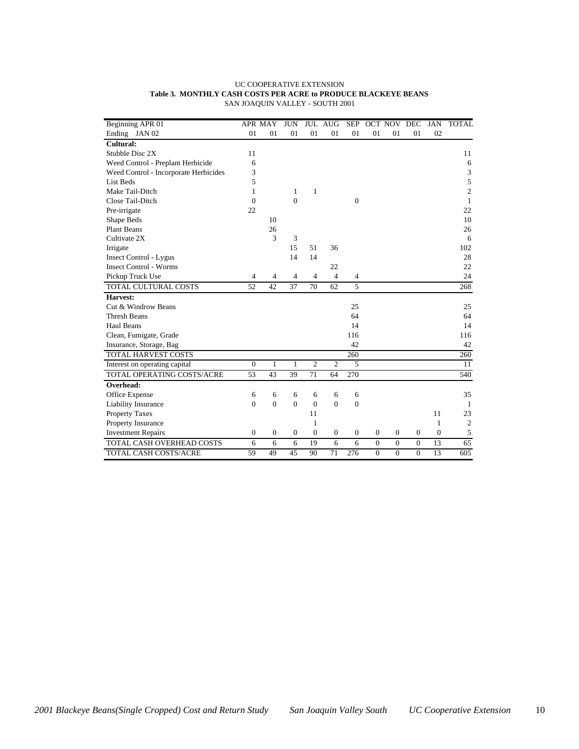UC COOPERATIVE EXTENSION

**Table 3. MONTHLY CASH COSTS PER ACRE to PRODUCE BLACKEYE BEANS**

SAN JOAQUIN VALLEY - SOUTH 2001

| Beginning APR 01 | APR | MAY | JUN | JUL | AUG | SEP | OCT | NOV | DEC | JAN | TOTAL |
|---|---|---|---|---|---|---|---|---|---|---|---|
| Ending JAN 02 | 01 | 01 | 01 | 01 | 01 | 01 | 01 | 01 | 01 | 02 | |
| **Cultural:** | | | | | | | | | | | |
| Stubble Disc 2X | 11 | | | | | | | | | | 11 |
| Weed Control - Preplant Herbicide | 6 | | | | | | | | | | 6 |
| Weed Control - Incorporate Herbicides | 3 | | | | | | | | | | 3 |
| List Beds | 5 | | | | | | | | | | 5 |
| Make Tail-Ditch | 1 | | 1 | 1 | | | | | | | 2 |
| Close Tail-Ditch | 0 | | 0 | | | 0 | | | | | 1 |
| Pre-irrigate | 22 | | | | | | | | | | 22 |
| Shape Beds | | 10 | | | | | | | | | 10 |
| Plant Beans | | 26 | | | | | | | | | 26 |
| Cultivate 2X | | 3 | 3 | | | | | | | | 6 |
| Irrigate | | | 15 | 51 | 36 | | | | | | 102 |
| Insect Control - Lygus | | | 14 | 14 | | | | | | | 28 |
| Insect Control - Worms | | | | | 22 | | | | | | 22 |
| Pickup Truck Use | 4 | 4 | 4 | 4 | 4 | 4 | | | | | 24 |
| TOTAL CULTURAL COSTS | 52 | 42 | 37 | 70 | 62 | 5 | | | | | 268 |
| **Harvest:** | | | | | | | | | | | |
| Cut & Windrow Beans | | | | | | 25 | | | | | 25 |
| Thresh Beans | | | | | | 64 | | | | | 64 |
| Haul Beans | | | | | | 14 | | | | | 14 |
| Clean, Fumigate, Grade | | | | | | 116 | | | | | 116 |
| Insurance, Storage, Bag | | | | | | 42 | | | | | 42 |
| TOTAL HARVEST COSTS | | | | | | 260 | | | | | 260 |
| Interest on operating capital | 0 | 1 | 1 | 2 | 2 | 5 | | | | | 11 |
| TOTAL OPERATING COSTS/ACRE | 53 | 43 | 39 | 71 | 64 | 270 | | | | | 540 |
| **Overhead:** | | | | | | | | | | | |
| Office Expense | 6 | 6 | 6 | 6 | 6 | 6 | | | | | 35 |
| Liability Insurance | 0 | 0 | 0 | 0 | 0 | 0 | | | | | 1 |
| Property Taxes | | | | 11 | | | | | | 11 | 23 |
| Property Insurance | | | | 1 | | | | | | 1 | 2 |
| Investment Repairs | 0 | 0 | 0 | 0 | 0 | 0 | 0 | 0 | 0 | 0 | 5 |
| TOTAL CASH OVERHEAD COSTS | 6 | 6 | 6 | 19 | 6 | 6 | 0 | 0 | 0 | 13 | 65 |
| TOTAL CASH COSTS/ACRE | 59 | 49 | 45 | 90 | 71 | 276 | 0 | 0 | 0 | 13 | 605 |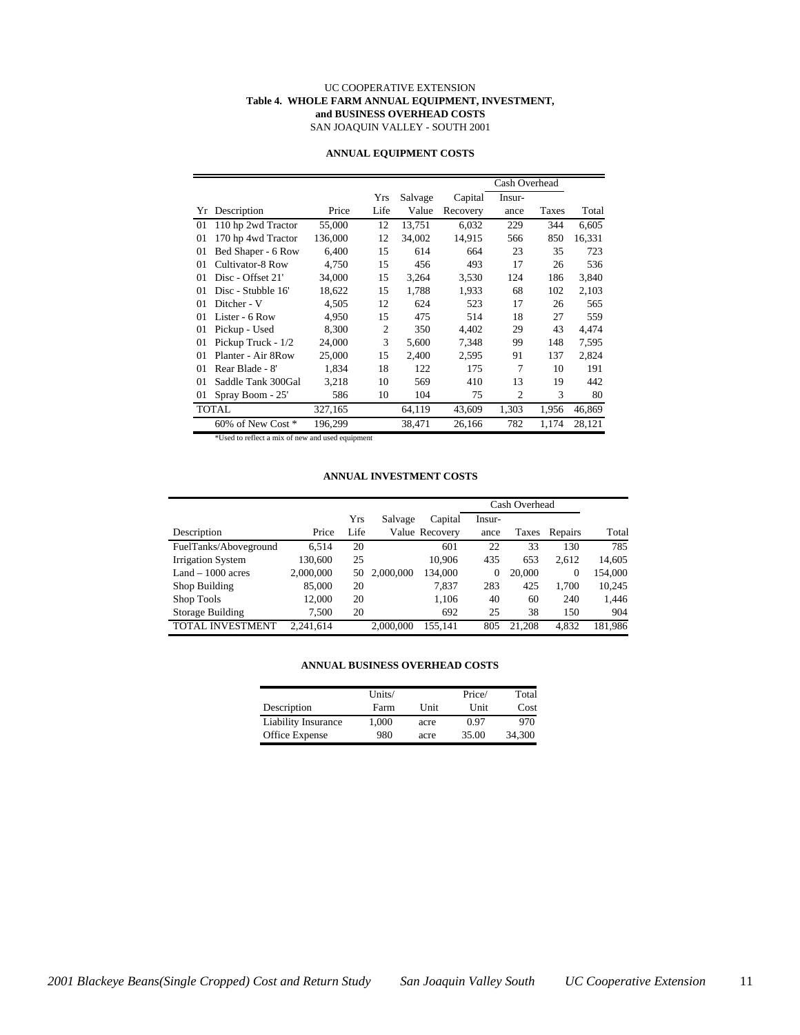UC COOPERATIVE EXTENSION

**Table 4. WHOLE FARM ANNUAL EQUIPMENT, INVESTMENT, and BUSINESS OVERHEAD COSTS**

SAN JOAQUIN VALLEY - SOUTH 2001

**ANNUAL EQUIPMENT COSTS**

| | | | | | | Cash Overhead | | |
|---|---|---|---|---|---|---|---|---|
| Yr | Description | Price | Yrs Life | Salvage Value | Capital Recovery | Insur-ance | Taxes | Total |
| 01 | 110 hp 2wd Tractor | 55,000 | 12 | 13,751 | 6,032 | 229 | 344 | 6,605 |
| 01 | 170 hp 4wd Tractor | 136,000 | 12 | 34,002 | 14,915 | 566 | 850 | 16,331 |
| 01 | Bed Shaper - 6 Row | 6,400 | 15 | 614 | 664 | 23 | 35 | 723 |
| 01 | Cultivator-8 Row | 4,750 | 15 | 456 | 493 | 17 | 26 | 536 |
| 01 | Disc - Offset 21' | 34,000 | 15 | 3,264 | 3,530 | 124 | 186 | 3,840 |
| 01 | Disc - Stubble 16' | 18,622 | 15 | 1,788 | 1,933 | 68 | 102 | 2,103 |
| 01 | Ditcher - V | 4,505 | 12 | 624 | 523 | 17 | 26 | 565 |
| 01 | Lister - 6 Row | 4,950 | 15 | 475 | 514 | 18 | 27 | 559 |
| 01 | Pickup - Used | 8,300 | 2 | 350 | 4,402 | 29 | 43 | 4,474 |
| 01 | Pickup Truck - 1/2 | 24,000 | 3 | 5,600 | 7,348 | 99 | 148 | 7,595 |
| 01 | Planter - Air 8Row | 25,000 | 15 | 2,400 | 2,595 | 91 | 137 | 2,824 |
| 01 | Rear Blade - 8' | 1,834 | 18 | 122 | 175 | 7 | 10 | 191 |
| 01 | Saddle Tank 300Gal | 3,218 | 10 | 569 | 410 | 13 | 19 | 442 |
| 01 | Spray Boom - 25' | 586 | 10 | 104 | 75 | 2 | 3 | 80 |
| TOTAL | | 327,165 | | 64,119 | 43,609 | 1,303 | 1,956 | 46,869 |
| | 60% of New Cost * | 196,299 | | 38,471 | 26,166 | 782 | 1,174 | 28,121 |

*Used to reflect a mix of new and used equipment

**ANNUAL INVESTMENT COSTS**

| | | | | | Cash Overhead | | | |
|---|---|---|---|---|---|---|---|---|
| Description | Price | Yrs Life | Salvage Value | Capital Recovery | Insur-ance | Taxes | Repairs | Total |
| FuelTanks/Aboveground | 6,514 | 20 | | 601 | 22 | 33 | 130 | 785 |
| Irrigation System | 130,600 | 25 | | 10,906 | 435 | 653 | 2,612 | 14,605 |
| Land – 1000 acres | 2,000,000 | 50 | 2,000,000 | 134,000 | 0 | 20,000 | 0 | 154,000 |
| Shop Building | 85,000 | 20 | | 7,837 | 283 | 425 | 1,700 | 10,245 |
| Shop Tools | 12,000 | 20 | | 1,106 | 40 | 60 | 240 | 1,446 |
| Storage Building | 7,500 | 20 | | 692 | 25 | 38 | 150 | 904 |
| TOTAL INVESTMENT | 2,241,614 | | 2,000,000 | 155,141 | 805 | 21,208 | 4,832 | 181,986 |

**ANNUAL BUSINESS OVERHEAD COSTS**

| Description | Units/ Farm | Unit | Price/ Unit | Total Cost |
|---|---|---|---|---|
| Liability Insurance | 1,000 | acre | 0.97 | 970 |
| Office Expense | 980 | acre | 35.00 | 34,300 |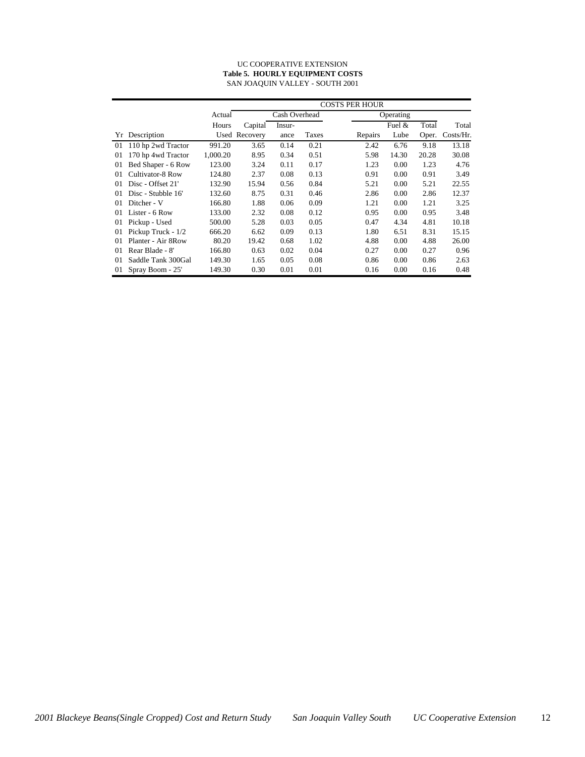UC COOPERATIVE EXTENSION

**Table 5. HOURLY EQUIPMENT COSTS**

SAN JOAQUIN VALLEY - SOUTH 2001

| | | | COSTS PER HOUR | | | | | | |
|---|---|---|---|---|---|---|---|---|---|
| | | Actual | Cash Overhead | | | Operating | | | |
| | | Hours | Capital | Insur- | | | Fuel & | Total | Total |
| Yr | Description | Used | Recovery | ance | Taxes | Repairs | Lube | Oper. | Costs/Hr. |
| 01 | 110 hp 2wd Tractor | 991.20 | 3.65 | 0.14 | 0.21 | 2.42 | 6.76 | 9.18 | 13.18 |
| 01 | 170 hp 4wd Tractor | 1,000.20 | 8.95 | 0.34 | 0.51 | 5.98 | 14.30 | 20.28 | 30.08 |
| 01 | Bed Shaper - 6 Row | 123.00 | 3.24 | 0.11 | 0.17 | 1.23 | 0.00 | 1.23 | 4.76 |
| 01 | Cultivator-8 Row | 124.80 | 2.37 | 0.08 | 0.13 | 0.91 | 0.00 | 0.91 | 3.49 |
| 01 | Disc - Offset 21' | 132.90 | 15.94 | 0.56 | 0.84 | 5.21 | 0.00 | 5.21 | 22.55 |
| 01 | Disc - Stubble 16' | 132.60 | 8.75 | 0.31 | 0.46 | 2.86 | 0.00 | 2.86 | 12.37 |
| 01 | Ditcher - V | 166.80 | 1.88 | 0.06 | 0.09 | 1.21 | 0.00 | 1.21 | 3.25 |
| 01 | Lister - 6 Row | 133.00 | 2.32 | 0.08 | 0.12 | 0.95 | 0.00 | 0.95 | 3.48 |
| 01 | Pickup - Used | 500.00 | 5.28 | 0.03 | 0.05 | 0.47 | 4.34 | 4.81 | 10.18 |
| 01 | Pickup Truck - 1/2 | 666.20 | 6.62 | 0.09 | 0.13 | 1.80 | 6.51 | 8.31 | 15.15 |
| 01 | Planter - Air 8Row | 80.20 | 19.42 | 0.68 | 1.02 | 4.88 | 0.00 | 4.88 | 26.00 |
| 01 | Rear Blade - 8' | 166.80 | 0.63 | 0.02 | 0.04 | 0.27 | 0.00 | 0.27 | 0.96 |
| 01 | Saddle Tank 300Gal | 149.30 | 1.65 | 0.05 | 0.08 | 0.86 | 0.00 | 0.86 | 2.63 |
| 01 | Spray Boom - 25' | 149.30 | 0.30 | 0.01 | 0.01 | 0.16 | 0.00 | 0.16 | 0.48 |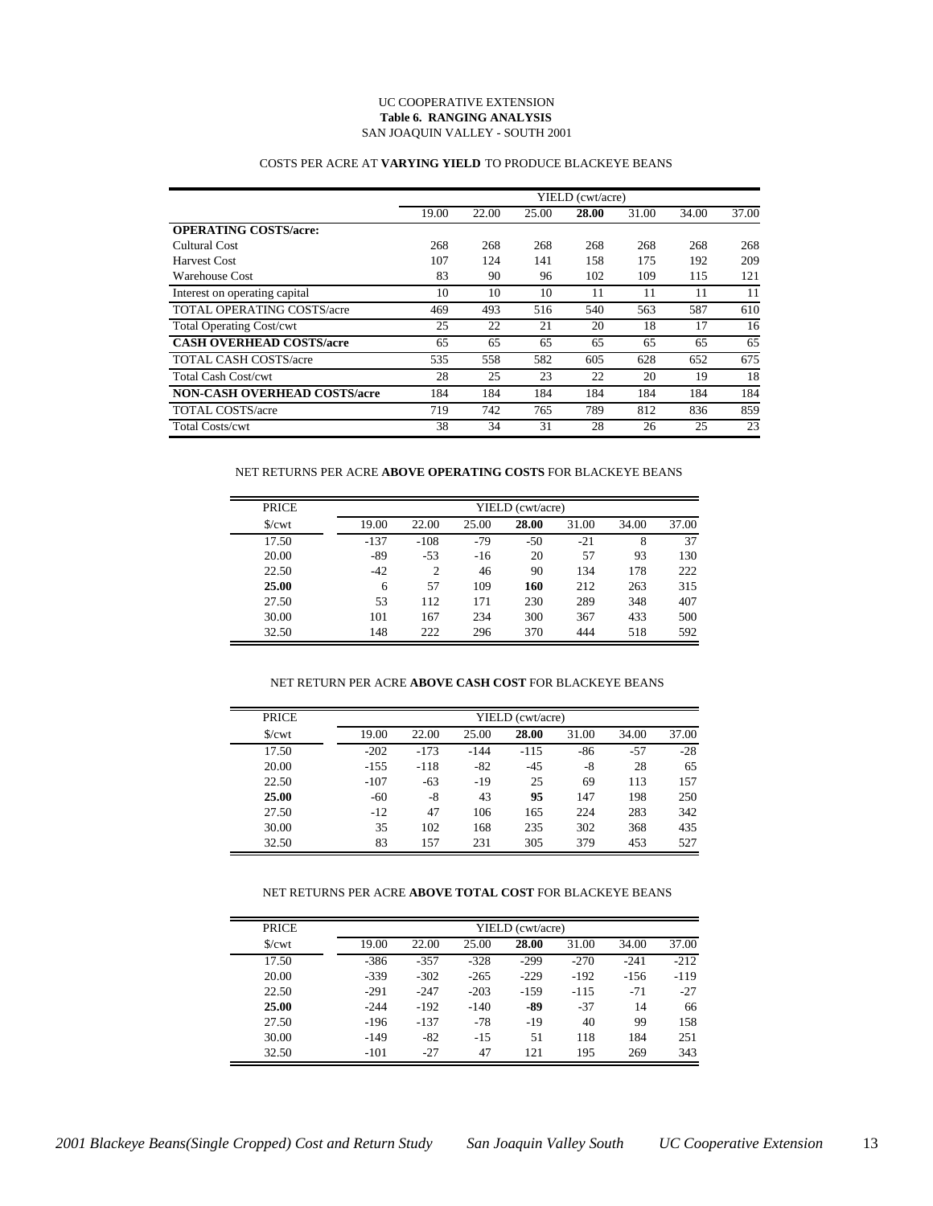UC COOPERATIVE EXTENSION

**Table 6. RANGING ANALYSIS**

SAN JOAQUIN VALLEY - SOUTH 2001

COSTS PER ACRE AT **VARYING YIELD** TO PRODUCE BLACKEYE BEANS

| | YIELD (cwt/acre) | | | | | | |
|---|---|---|---|---|---|---|---|
| | 19.00 | 22.00 | 25.00 | **28.00** | 31.00 | 34.00 | 37.00 |
| **OPERATING COSTS/acre:** | | | | | | | |
| Cultural Cost | 268 | 268 | 268 | 268 | 268 | 268 | 268 |
| Harvest Cost | 107 | 124 | 141 | 158 | 175 | 192 | 209 |
| Warehouse Cost | 83 | 90 | 96 | 102 | 109 | 115 | 121 |
| Interest on operating capital | 10 | 10 | 10 | 11 | 11 | 11 | 11 |
| TOTAL OPERATING COSTS/acre | 469 | 493 | 516 | 540 | 563 | 587 | 610 |
| Total Operating Cost/cwt | 25 | 22 | 21 | 20 | 18 | 17 | 16 |
| **CASH OVERHEAD COSTS/acre** | 65 | 65 | 65 | 65 | 65 | 65 | 65 |
| TOTAL CASH COSTS/acre | 535 | 558 | 582 | 605 | 628 | 652 | 675 |
| Total Cash Cost/cwt | 28 | 25 | 23 | 22 | 20 | 19 | 18 |
| **NON-CASH OVERHEAD COSTS/acre** | 184 | 184 | 184 | 184 | 184 | 184 | 184 |
| TOTAL COSTS/acre | 719 | 742 | 765 | 789 | 812 | 836 | 859 |
| Total Costs/cwt | 38 | 34 | 31 | 28 | 26 | 25 | 23 |

NET RETURNS PER ACRE **ABOVE OPERATING COSTS** FOR BLACKEYE BEANS

| PRICE | YIELD (cwt/acre) | | | | | | |
|---|---|---|---|---|---|---|---|
| $/cwt | 19.00 | 22.00 | 25.00 | **28.00** | 31.00 | 34.00 | 37.00 |
| 17.50 | -137 | -108 | -79 | -50 | -21 | 8 | 37 |
| 20.00 | -89 | -53 | -16 | 20 | 57 | 93 | 130 |
| 22.50 | -42 | 2 | 46 | 90 | 134 | 178 | 222 |
| **25.00** | 6 | 57 | 109 | **160** | 212 | 263 | 315 |
| 27.50 | 53 | 112 | 171 | 230 | 289 | 348 | 407 |
| 30.00 | 101 | 167 | 234 | 300 | 367 | 433 | 500 |
| 32.50 | 148 | 222 | 296 | 370 | 444 | 518 | 592 |

NET RETURN PER ACRE **ABOVE CASH COST** FOR BLACKEYE BEANS

| PRICE | YIELD (cwt/acre) | | | | | | |
|---|---|---|---|---|---|---|---|
| $/cwt | 19.00 | 22.00 | 25.00 | **28.00** | 31.00 | 34.00 | 37.00 |
| 17.50 | -202 | -173 | -144 | -115 | -86 | -57 | -28 |
| 20.00 | -155 | -118 | -82 | -45 | -8 | 28 | 65 |
| 22.50 | -107 | -63 | -19 | 25 | 69 | 113 | 157 |
| **25.00** | -60 | -8 | 43 | **95** | 147 | 198 | 250 |
| 27.50 | -12 | 47 | 106 | 165 | 224 | 283 | 342 |
| 30.00 | 35 | 102 | 168 | 235 | 302 | 368 | 435 |
| 32.50 | 83 | 157 | 231 | 305 | 379 | 453 | 527 |

NET RETURNS PER ACRE **ABOVE TOTAL COST** FOR BLACKEYE BEANS

| PRICE | YIELD (cwt/acre) | | | | | | |
|---|---|---|---|---|---|---|---|
| $/cwt | 19.00 | 22.00 | 25.00 | **28.00** | 31.00 | 34.00 | 37.00 |
| 17.50 | -386 | -357 | -328 | -299 | -270 | -241 | -212 |
| 20.00 | -339 | -302 | -265 | -229 | -192 | -156 | -119 |
| 22.50 | -291 | -247 | -203 | -159 | -115 | -71 | -27 |
| **25.00** | -244 | -192 | -140 | **-89** | -37 | 14 | 66 |
| 27.50 | -196 | -137 | -78 | -19 | 40 | 99 | 158 |
| 30.00 | -149 | -82 | -15 | 51 | 118 | 184 | 251 |
| 32.50 | -101 | -27 | 47 | 121 | 195 | 269 | 343 |